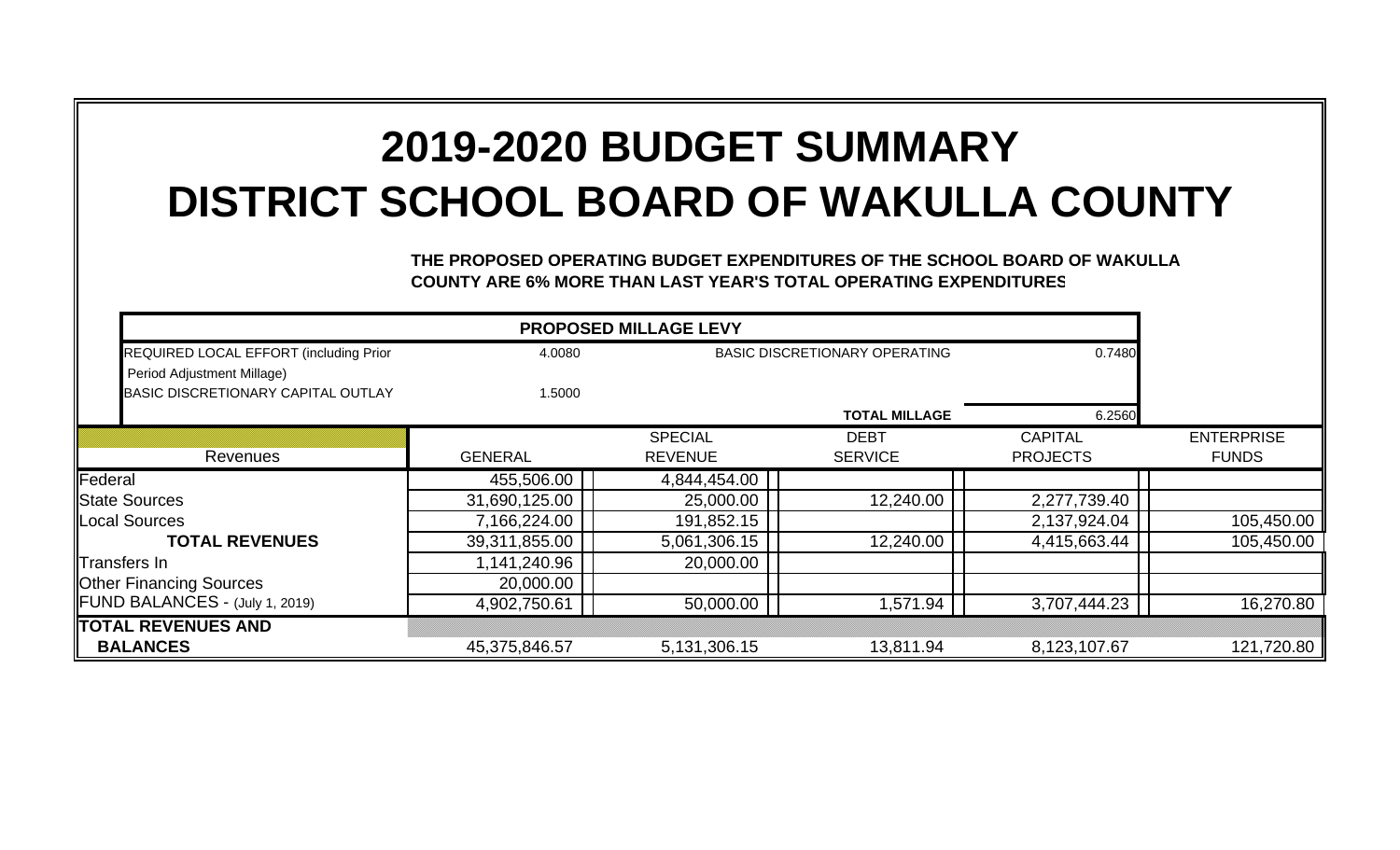# 2019-2020 BUDGET SUMMARY
# DISTRICT SCHOOL BOARD OF WAKULLA COUNTY

**THE PROPOSED OPERATING BUDGET EXPENDITURES OF THE SCHOOL BOARD OF WAKULLA COUNTY ARE 6% MORE THAN LAST YEAR'S TOTAL OPERATING EXPENDITURES**

| PROPOSED MILLAGE LEVY | | | |
|---|---|---|---|
| REQUIRED LOCAL EFFORT (including Prior Period Adjustment Millage) | 4.0080 | BASIC DISCRETIONARY OPERATING | 0.7480 |
| BASIC DISCRETIONARY CAPITAL OUTLAY | 1.5000 | | |
| | | **TOTAL MILLAGE** | 6.2560 |

| Revenues | GENERAL | SPECIAL REVENUE | DEBT SERVICE | CAPITAL PROJECTS | ENTERPRISE FUNDS |
|---|---|---|---|---|---|
| Federal | 455,506.00 | 4,844,454.00 | | | |
| State Sources | 31,690,125.00 | 25,000.00 | 12,240.00 | 2,277,739.40 | |
| Local Sources | 7,166,224.00 | 191,852.15 | | 2,137,924.04 | 105,450.00 |
| **TOTAL REVENUES** | 39,311,855.00 | 5,061,306.15 | 12,240.00 | 4,415,663.44 | 105,450.00 |
| Transfers In | 1,141,240.96 | 20,000.00 | | | |
| Other Financing Sources | 20,000.00 | | | | |
| FUND BALANCES - (July 1, 2019) | 4,902,750.61 | 50,000.00 | 1,571.94 | 3,707,444.23 | 16,270.80 |
| **TOTAL REVENUES AND BALANCES** | 45,375,846.57 | 5,131,306.15 | 13,811.94 | 8,123,107.67 | 121,720.80 |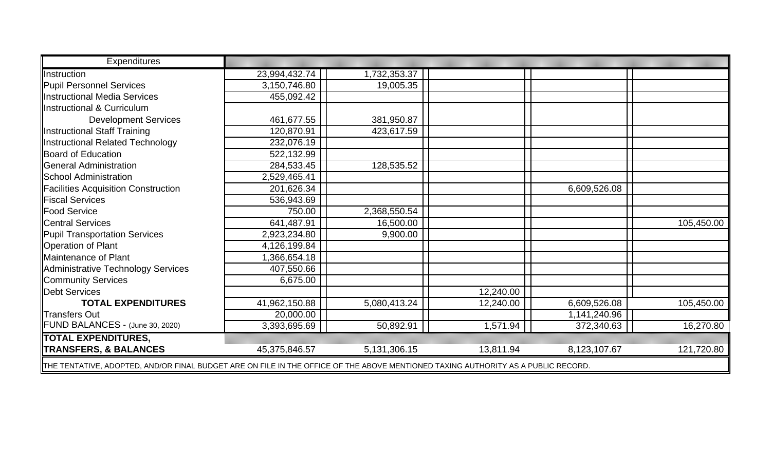| Expenditures | | | | | |
|---|---|---|---|---|---|
| Instruction | 23,994,432.74 | 1,732,353.37 | | | |
| Pupil Personnel Services | 3,150,746.80 | 19,005.35 | | | |
| Instructional Media Services | 455,092.42 | | | | |
| Instructional & Curriculum Development Services | 461,677.55 | 381,950.87 | | | |
| Instructional Staff Training | 120,870.91 | 423,617.59 | | | |
| Instructional Related Technology | 232,076.19 | | | | |
| Board of Education | 522,132.99 | | | | |
| General Administration | 284,533.45 | 128,535.52 | | | |
| School Administration | 2,529,465.41 | | | | |
| Facilities Acquisition Construction | 201,626.34 | | | 6,609,526.08 | |
| Fiscal Services | 536,943.69 | | | | |
| Food Service | 750.00 | 2,368,550.54 | | | |
| Central Services | 641,487.91 | 16,500.00 | | | 105,450.00 |
| Pupil Transportation Services | 2,923,234.80 | 9,900.00 | | | |
| Operation of Plant | 4,126,199.84 | | | | |
| Maintenance of Plant | 1,366,654.18 | | | | |
| Administrative Technology Services | 407,550.66 | | | | |
| Community Services | 6,675.00 | | | | |
| Debt Services | | | 12,240.00 | | |
| **TOTAL EXPENDITURES** | 41,962,150.88 | 5,080,413.24 | 12,240.00 | 6,609,526.08 | 105,450.00 |
| Transfers Out | 20,000.00 | | | 1,141,240.96 | |
| FUND BALANCES - (June 30, 2020) | 3,393,695.69 | 50,892.91 | 1,571.94 | 372,340.63 | 16,270.80 |
| **TOTAL EXPENDITURES, TRANSFERS, & BALANCES** | 45,375,846.57 | 5,131,306.15 | 13,811.94 | 8,123,107.67 | 121,720.80 |

THE TENTATIVE, ADOPTED, AND/OR FINAL BUDGET ARE ON FILE IN THE OFFICE OF THE ABOVE MENTIONED TAXING AUTHORITY AS A PUBLIC RECORD.